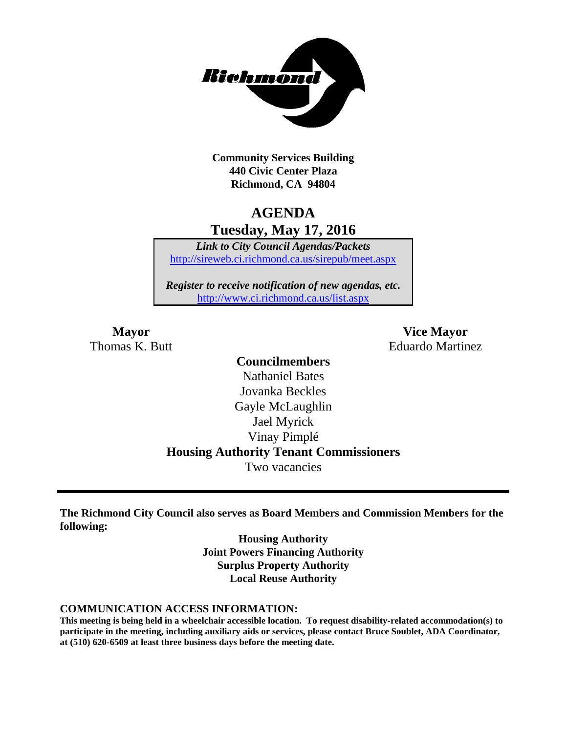**Community Services Building**
**440 Civic Center Plaza**
**Richmond, CA 94804**

# AGENDA
## Tuesday, May 17, 2016

***Link to City Council Agendas/Packets***
http://sireweb.ci.richmond.ca.us/sirepub/meet.aspx

***Register to receive notification of new agendas, etc.***
http://www.ci.richmond.ca.us/list.aspx

**Mayor**
Thomas K. Butt

**Vice Mayor**
Eduardo Martinez

**Councilmembers**
Nathaniel Bates
Jovanka Beckles
Gayle McLaughlin
Jael Myrick
Vinay Pimplé

**Housing Authority Tenant Commissioners**
Two vacancies

---

**The Richmond City Council also serves as Board Members and Commission Members for the following:**

**Housing Authority**
**Joint Powers Financing Authority**
**Surplus Property Authority**
**Local Reuse Authority**

**COMMUNICATION ACCESS INFORMATION:**
**This meeting is being held in a wheelchair accessible location. To request disability-related accommodation(s) to participate in the meeting, including auxiliary aids or services, please contact Bruce Soublet, ADA Coordinator, at (510) 620-6509 at least three business days before the meeting date.**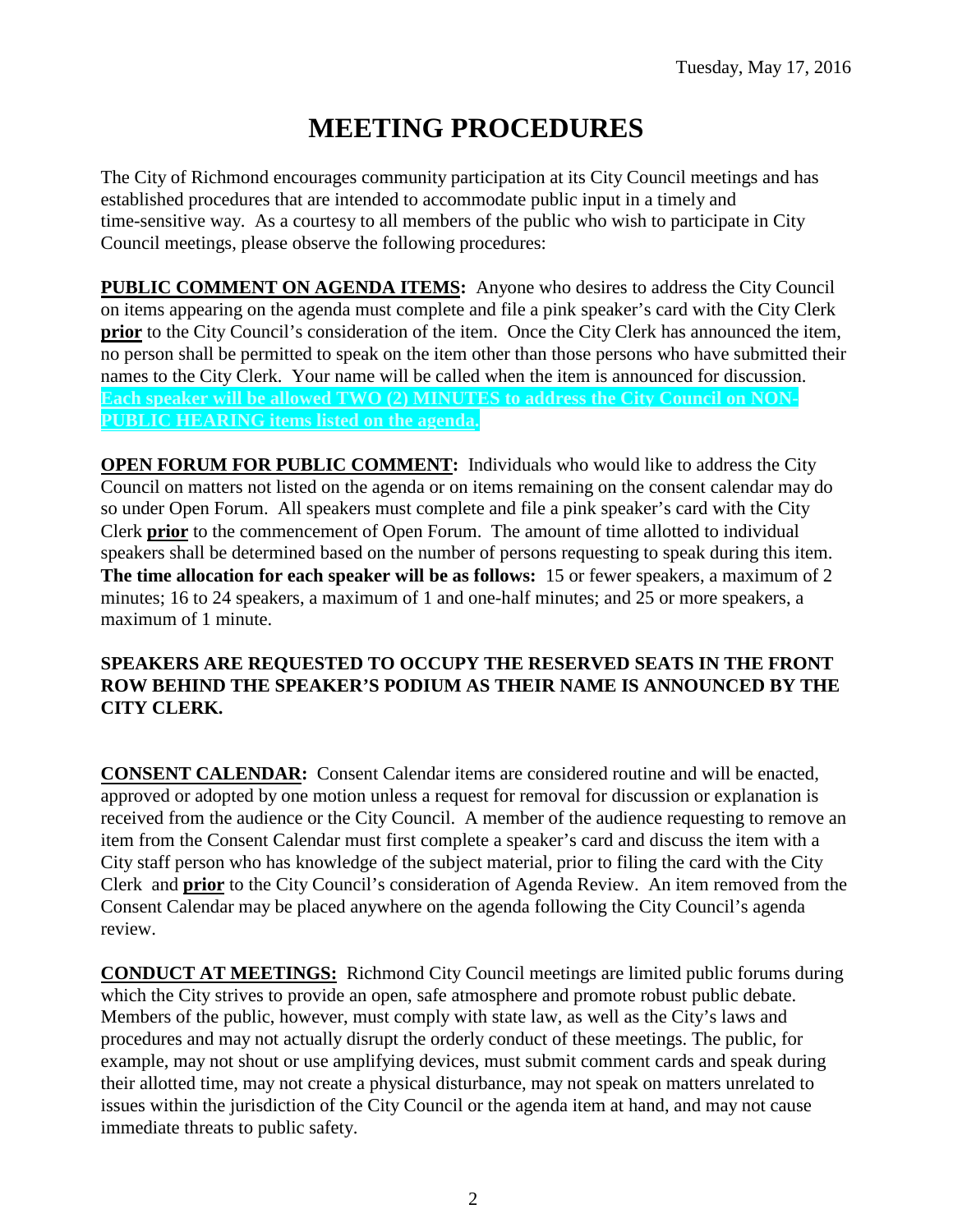Tuesday, May 17, 2016

# MEETING PROCEDURES

The City of Richmond encourages community participation at its City Council meetings and has established procedures that are intended to accommodate public input in a timely and time-sensitive way. As a courtesy to all members of the public who wish to participate in City Council meetings, please observe the following procedures:

**PUBLIC COMMENT ON AGENDA ITEMS:** Anyone who desires to address the City Council on items appearing on the agenda must complete and file a pink speaker's card with the City Clerk **prior** to the City Council's consideration of the item. Once the City Clerk has announced the item, no person shall be permitted to speak on the item other than those persons who have submitted their names to the City Clerk. Your name will be called when the item is announced for discussion. **Each speaker will be allowed TWO (2) MINUTES to address the City Council on NON-PUBLIC HEARING items listed on the agenda.**

**OPEN FORUM FOR PUBLIC COMMENT:** Individuals who would like to address the City Council on matters not listed on the agenda or on items remaining on the consent calendar may do so under Open Forum. All speakers must complete and file a pink speaker's card with the City Clerk **prior** to the commencement of Open Forum. The amount of time allotted to individual speakers shall be determined based on the number of persons requesting to speak during this item. **The time allocation for each speaker will be as follows:** 15 or fewer speakers, a maximum of 2 minutes; 16 to 24 speakers, a maximum of 1 and one-half minutes; and 25 or more speakers, a maximum of 1 minute.

**SPEAKERS ARE REQUESTED TO OCCUPY THE RESERVED SEATS IN THE FRONT ROW BEHIND THE SPEAKER'S PODIUM AS THEIR NAME IS ANNOUNCED BY THE CITY CLERK.**

**CONSENT CALENDAR:** Consent Calendar items are considered routine and will be enacted, approved or adopted by one motion unless a request for removal for discussion or explanation is received from the audience or the City Council. A member of the audience requesting to remove an item from the Consent Calendar must first complete a speaker's card and discuss the item with a City staff person who has knowledge of the subject material, prior to filing the card with the City Clerk and **prior** to the City Council's consideration of Agenda Review. An item removed from the Consent Calendar may be placed anywhere on the agenda following the City Council's agenda review.

**CONDUCT AT MEETINGS:** Richmond City Council meetings are limited public forums during which the City strives to provide an open, safe atmosphere and promote robust public debate. Members of the public, however, must comply with state law, as well as the City's laws and procedures and may not actually disrupt the orderly conduct of these meetings. The public, for example, may not shout or use amplifying devices, must submit comment cards and speak during their allotted time, may not create a physical disturbance, may not speak on matters unrelated to issues within the jurisdiction of the City Council or the agenda item at hand, and may not cause immediate threats to public safety.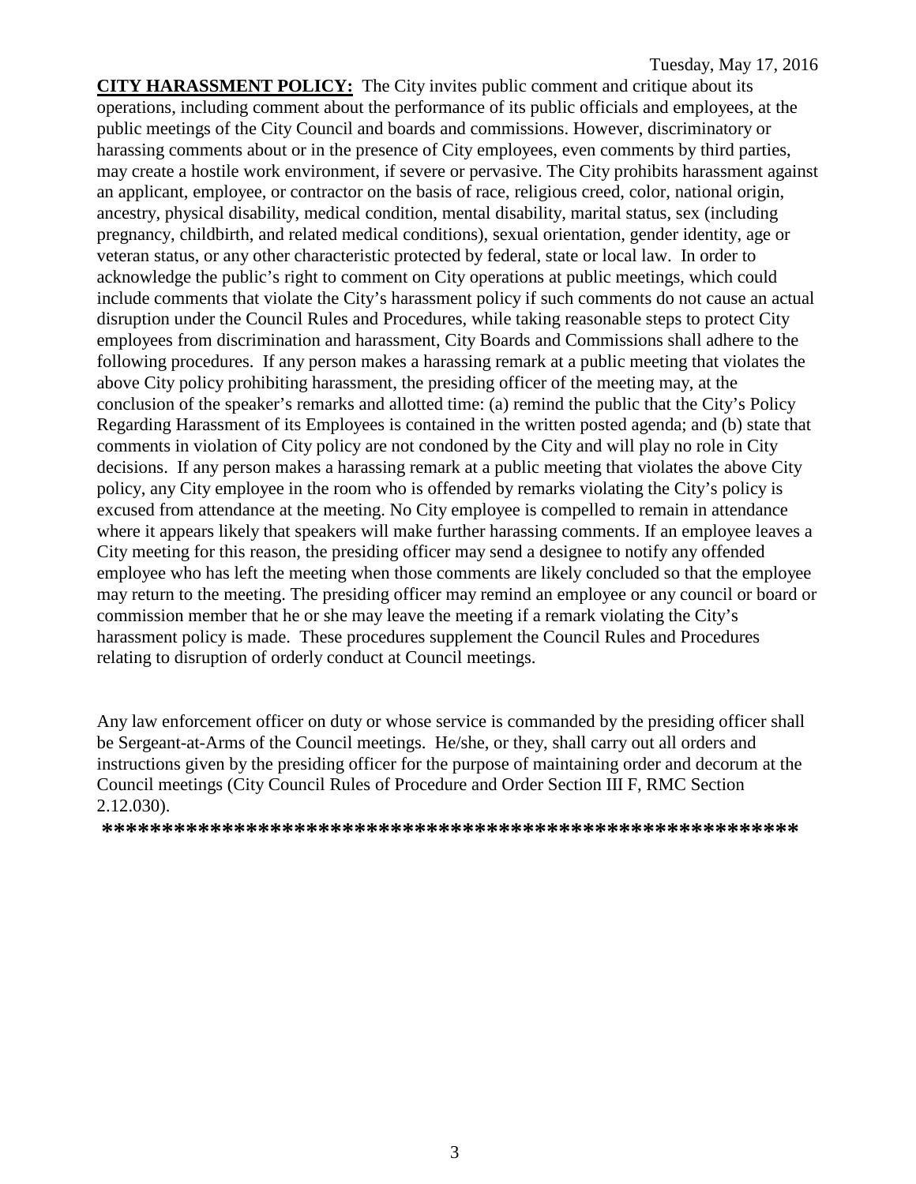Tuesday, May 17, 2016

**CITY HARASSMENT POLICY:** The City invites public comment and critique about its operations, including comment about the performance of its public officials and employees, at the public meetings of the City Council and boards and commissions. However, discriminatory or harassing comments about or in the presence of City employees, even comments by third parties, may create a hostile work environment, if severe or pervasive. The City prohibits harassment against an applicant, employee, or contractor on the basis of race, religious creed, color, national origin, ancestry, physical disability, medical condition, mental disability, marital status, sex (including pregnancy, childbirth, and related medical conditions), sexual orientation, gender identity, age or veteran status, or any other characteristic protected by federal, state or local law. In order to acknowledge the public's right to comment on City operations at public meetings, which could include comments that violate the City's harassment policy if such comments do not cause an actual disruption under the Council Rules and Procedures, while taking reasonable steps to protect City employees from discrimination and harassment, City Boards and Commissions shall adhere to the following procedures. If any person makes a harassing remark at a public meeting that violates the above City policy prohibiting harassment, the presiding officer of the meeting may, at the conclusion of the speaker's remarks and allotted time: (a) remind the public that the City's Policy Regarding Harassment of its Employees is contained in the written posted agenda; and (b) state that comments in violation of City policy are not condoned by the City and will play no role in City decisions. If any person makes a harassing remark at a public meeting that violates the above City policy, any City employee in the room who is offended by remarks violating the City's policy is excused from attendance at the meeting. No City employee is compelled to remain in attendance where it appears likely that speakers will make further harassing comments. If an employee leaves a City meeting for this reason, the presiding officer may send a designee to notify any offended employee who has left the meeting when those comments are likely concluded so that the employee may return to the meeting. The presiding officer may remind an employee or any council or board or commission member that he or she may leave the meeting if a remark violating the City's harassment policy is made. These procedures supplement the Council Rules and Procedures relating to disruption of orderly conduct at Council meetings.

Any law enforcement officer on duty or whose service is commanded by the presiding officer shall be Sergeant-at-Arms of the Council meetings. He/she, or they, shall carry out all orders and instructions given by the presiding officer for the purpose of maintaining order and decorum at the Council meetings (City Council Rules of Procedure and Order Section III F, RMC Section 2.12.030).

**\*\*\*\*\*\*\*\*\*\*\*\*\*\*\*\*\*\*\*\*\*\*\*\*\*\*\*\*\*\*\*\*\*\*\*\*\*\*\*\*\*\*\*\*\*\*\*\*\*\*\*\*\*\*\*\*\*\*\***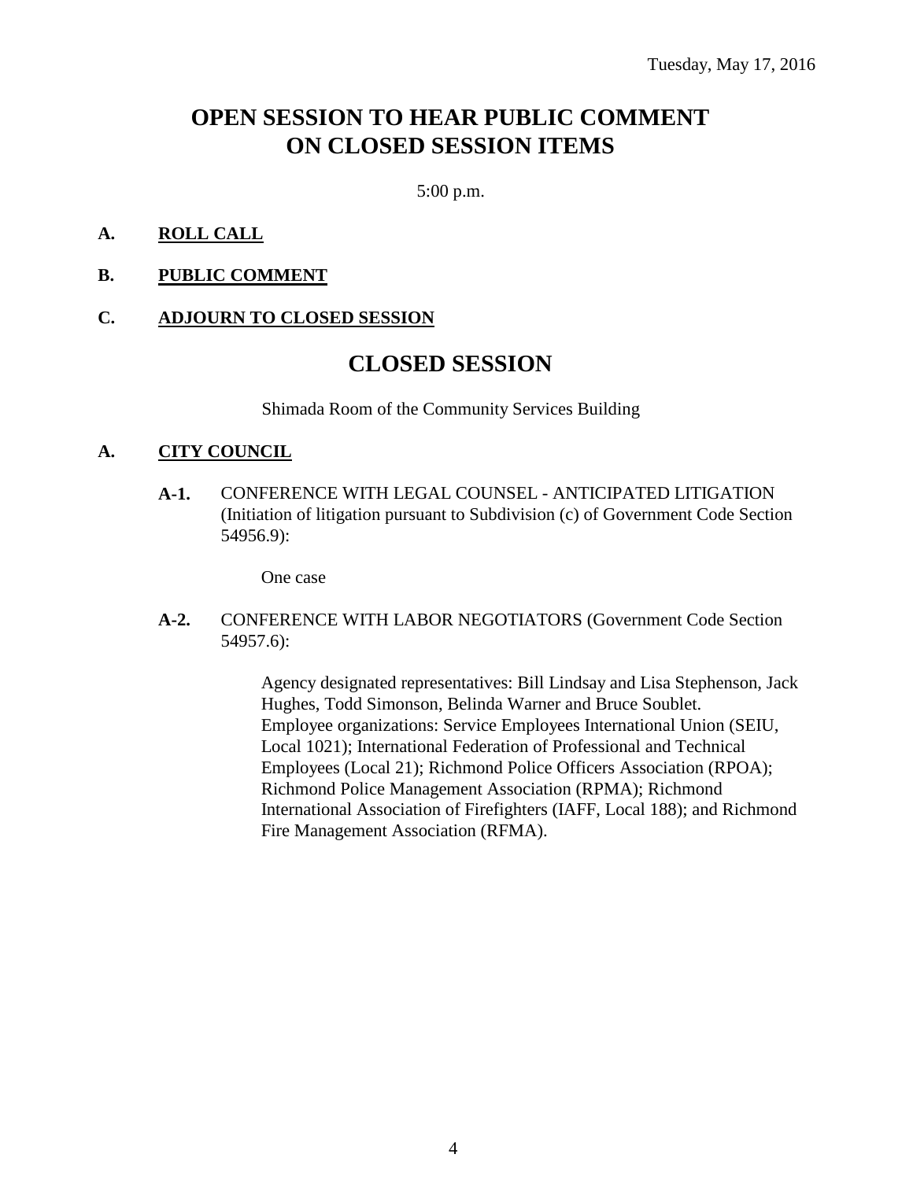Tuesday, May 17, 2016

# OPEN SESSION TO HEAR PUBLIC COMMENT ON CLOSED SESSION ITEMS

5:00 p.m.

**A. ROLL CALL**

**B. PUBLIC COMMENT**

**C. ADJOURN TO CLOSED SESSION**

# CLOSED SESSION

Shimada Room of the Community Services Building

**A. CITY COUNCIL**

**A-1.** CONFERENCE WITH LEGAL COUNSEL - ANTICIPATED LITIGATION (Initiation of litigation pursuant to Subdivision (c) of Government Code Section 54956.9):

One case

**A-2.** CONFERENCE WITH LABOR NEGOTIATORS (Government Code Section 54957.6):

Agency designated representatives: Bill Lindsay and Lisa Stephenson, Jack Hughes, Todd Simonson, Belinda Warner and Bruce Soublet.
Employee organizations: Service Employees International Union (SEIU, Local 1021); International Federation of Professional and Technical Employees (Local 21); Richmond Police Officers Association (RPOA); Richmond Police Management Association (RPMA); Richmond International Association of Firefighters (IAFF, Local 188); and Richmond Fire Management Association (RFMA).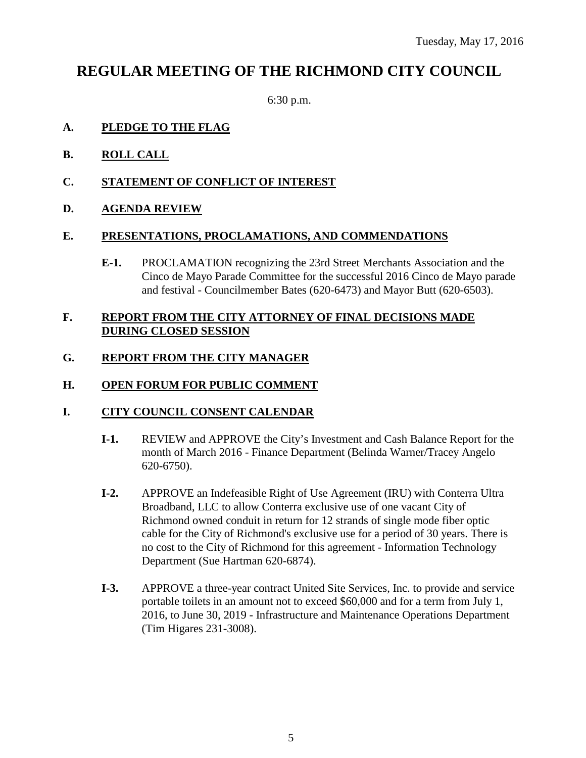Tuesday, May 17, 2016

# REGULAR MEETING OF THE RICHMOND CITY COUNCIL

6:30 p.m.

**A. PLEDGE TO THE FLAG**

**B. ROLL CALL**

**C. STATEMENT OF CONFLICT OF INTEREST**

**D. AGENDA REVIEW**

**E. PRESENTATIONS, PROCLAMATIONS, AND COMMENDATIONS**

**E-1.** PROCLAMATION recognizing the 23rd Street Merchants Association and the Cinco de Mayo Parade Committee for the successful 2016 Cinco de Mayo parade and festival - Councilmember Bates (620-6473) and Mayor Butt (620-6503).

**F. REPORT FROM THE CITY ATTORNEY OF FINAL DECISIONS MADE DURING CLOSED SESSION**

**G. REPORT FROM THE CITY MANAGER**

**H. OPEN FORUM FOR PUBLIC COMMENT**

**I. CITY COUNCIL CONSENT CALENDAR**

**I-1.** REVIEW and APPROVE the City's Investment and Cash Balance Report for the month of March 2016 - Finance Department (Belinda Warner/Tracey Angelo 620-6750).

**I-2.** APPROVE an Indefeasible Right of Use Agreement (IRU) with Conterra Ultra Broadband, LLC to allow Conterra exclusive use of one vacant City of Richmond owned conduit in return for 12 strands of single mode fiber optic cable for the City of Richmond's exclusive use for a period of 30 years. There is no cost to the City of Richmond for this agreement - Information Technology Department (Sue Hartman 620-6874).

**I-3.** APPROVE a three-year contract United Site Services, Inc. to provide and service portable toilets in an amount not to exceed $60,000 and for a term from July 1, 2016, to June 30, 2019 - Infrastructure and Maintenance Operations Department (Tim Higares 231-3008).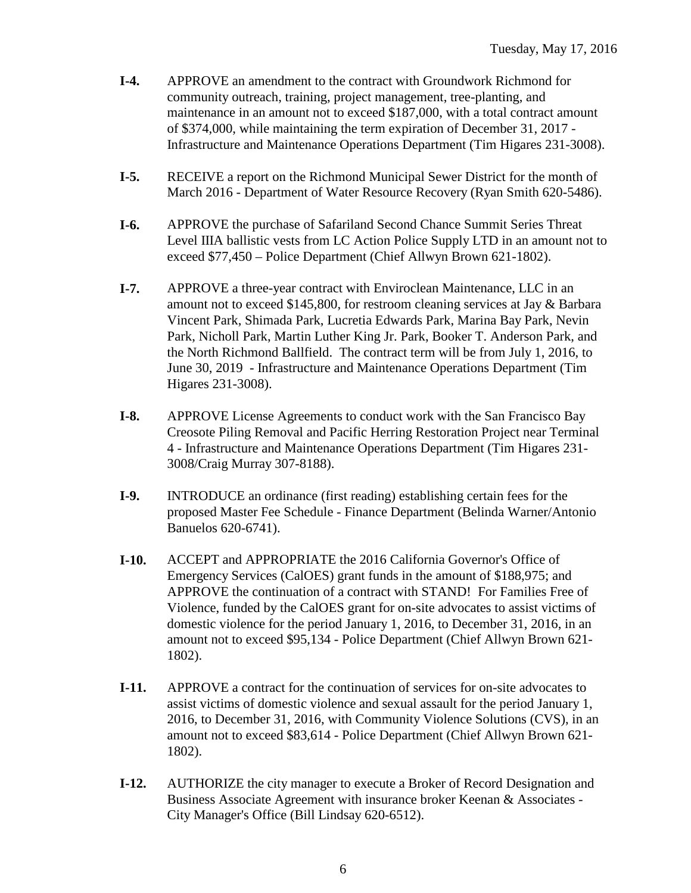**I-4.** APPROVE an amendment to the contract with Groundwork Richmond for community outreach, training, project management, tree-planting, and maintenance in an amount not to exceed $187,000, with a total contract amount of $374,000, while maintaining the term expiration of December 31, 2017 - Infrastructure and Maintenance Operations Department (Tim Higares 231-3008).

**I-5.** RECEIVE a report on the Richmond Municipal Sewer District for the month of March 2016 - Department of Water Resource Recovery (Ryan Smith 620-5486).

**I-6.** APPROVE the purchase of Safariland Second Chance Summit Series Threat Level IIIA ballistic vests from LC Action Police Supply LTD in an amount not to exceed $77,450 – Police Department (Chief Allwyn Brown 621-1802).

**I-7.** APPROVE a three-year contract with Enviroclean Maintenance, LLC in an amount not to exceed $145,800, for restroom cleaning services at Jay & Barbara Vincent Park, Shimada Park, Lucretia Edwards Park, Marina Bay Park, Nevin Park, Nicholl Park, Martin Luther King Jr. Park, Booker T. Anderson Park, and the North Richmond Ballfield. The contract term will be from July 1, 2016, to June 30, 2019 - Infrastructure and Maintenance Operations Department (Tim Higares 231-3008).

**I-8.** APPROVE License Agreements to conduct work with the San Francisco Bay Creosote Piling Removal and Pacific Herring Restoration Project near Terminal 4 - Infrastructure and Maintenance Operations Department (Tim Higares 231-3008/Craig Murray 307-8188).

**I-9.** INTRODUCE an ordinance (first reading) establishing certain fees for the proposed Master Fee Schedule - Finance Department (Belinda Warner/Antonio Banuelos 620-6741).

**I-10.** ACCEPT and APPROPRIATE the 2016 California Governor's Office of Emergency Services (CalOES) grant funds in the amount of $188,975; and APPROVE the continuation of a contract with STAND! For Families Free of Violence, funded by the CalOES grant for on-site advocates to assist victims of domestic violence for the period January 1, 2016, to December 31, 2016, in an amount not to exceed $95,134 - Police Department (Chief Allwyn Brown 621-1802).

**I-11.** APPROVE a contract for the continuation of services for on-site advocates to assist victims of domestic violence and sexual assault for the period January 1, 2016, to December 31, 2016, with Community Violence Solutions (CVS), in an amount not to exceed $83,614 - Police Department (Chief Allwyn Brown 621-1802).

**I-12.** AUTHORIZE the city manager to execute a Broker of Record Designation and Business Associate Agreement with insurance broker Keenan & Associates - City Manager's Office (Bill Lindsay 620-6512).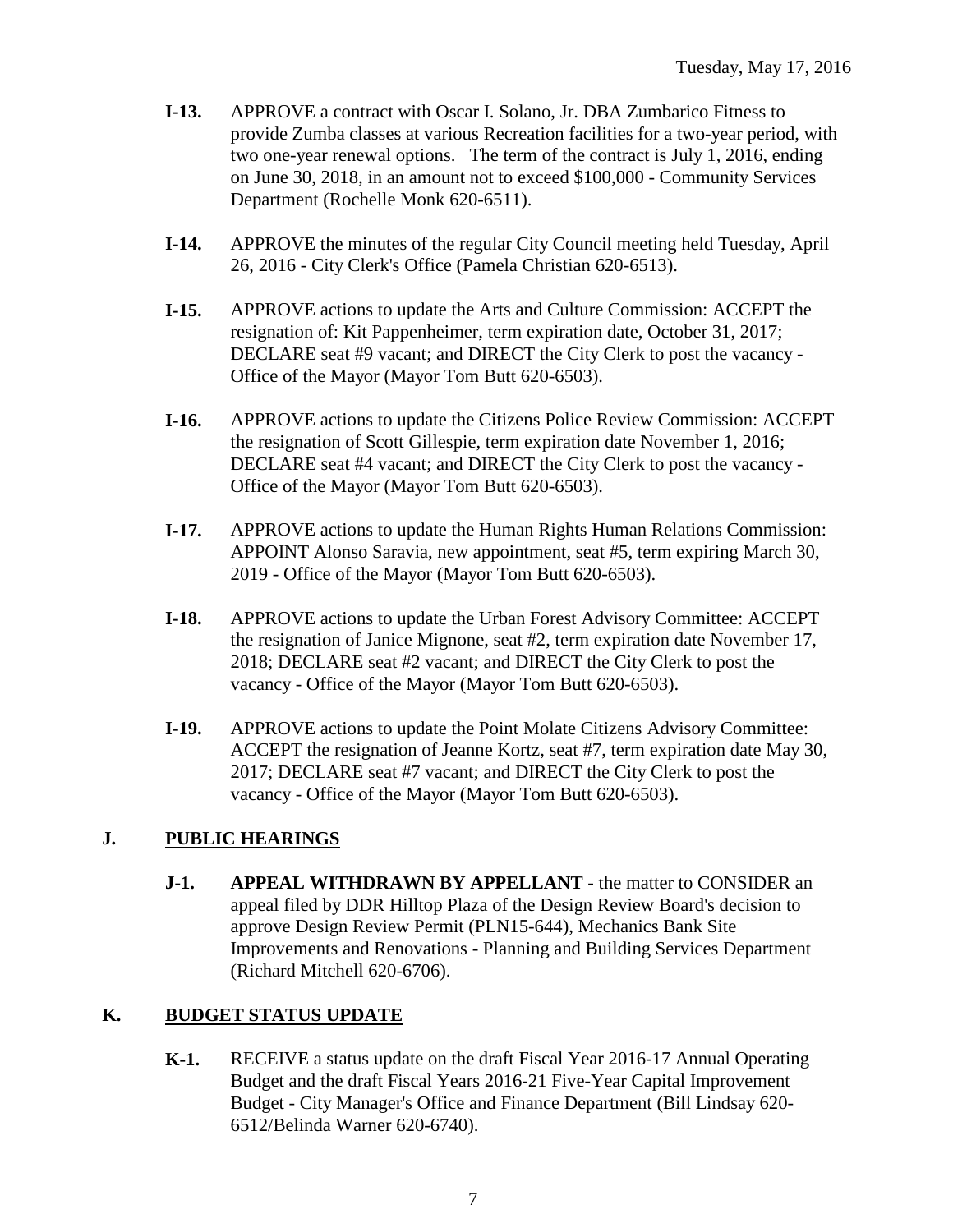- **I-13.** APPROVE a contract with Oscar I. Solano, Jr. DBA Zumbarico Fitness to provide Zumba classes at various Recreation facilities for a two-year period, with two one-year renewal options. The term of the contract is July 1, 2016, ending on June 30, 2018, in an amount not to exceed $100,000 - Community Services Department (Rochelle Monk 620-6511).

- **I-14.** APPROVE the minutes of the regular City Council meeting held Tuesday, April 26, 2016 - City Clerk's Office (Pamela Christian 620-6513).

- **I-15.** APPROVE actions to update the Arts and Culture Commission: ACCEPT the resignation of: Kit Pappenheimer, term expiration date, October 31, 2017; DECLARE seat #9 vacant; and DIRECT the City Clerk to post the vacancy - Office of the Mayor (Mayor Tom Butt 620-6503).

- **I-16.** APPROVE actions to update the Citizens Police Review Commission: ACCEPT the resignation of Scott Gillespie, term expiration date November 1, 2016; DECLARE seat #4 vacant; and DIRECT the City Clerk to post the vacancy - Office of the Mayor (Mayor Tom Butt 620-6503).

- **I-17.** APPROVE actions to update the Human Rights Human Relations Commission: APPOINT Alonso Saravia, new appointment, seat #5, term expiring March 30, 2019 - Office of the Mayor (Mayor Tom Butt 620-6503).

- **I-18.** APPROVE actions to update the Urban Forest Advisory Committee: ACCEPT the resignation of Janice Mignone, seat #2, term expiration date November 17, 2018; DECLARE seat #2 vacant; and DIRECT the City Clerk to post the vacancy - Office of the Mayor (Mayor Tom Butt 620-6503).

- **I-19.** APPROVE actions to update the Point Molate Citizens Advisory Committee: ACCEPT the resignation of Jeanne Kortz, seat #7, term expiration date May 30, 2017; DECLARE seat #7 vacant; and DIRECT the City Clerk to post the vacancy - Office of the Mayor (Mayor Tom Butt 620-6503).

## J. PUBLIC HEARINGS

- **J-1. APPEAL WITHDRAWN BY APPELLANT** - the matter to CONSIDER an appeal filed by DDR Hilltop Plaza of the Design Review Board's decision to approve Design Review Permit (PLN15-644), Mechanics Bank Site Improvements and Renovations - Planning and Building Services Department (Richard Mitchell 620-6706).

## K. BUDGET STATUS UPDATE

- **K-1.** RECEIVE a status update on the draft Fiscal Year 2016-17 Annual Operating Budget and the draft Fiscal Years 2016-21 Five-Year Capital Improvement Budget - City Manager's Office and Finance Department (Bill Lindsay 620-6512/Belinda Warner 620-6740).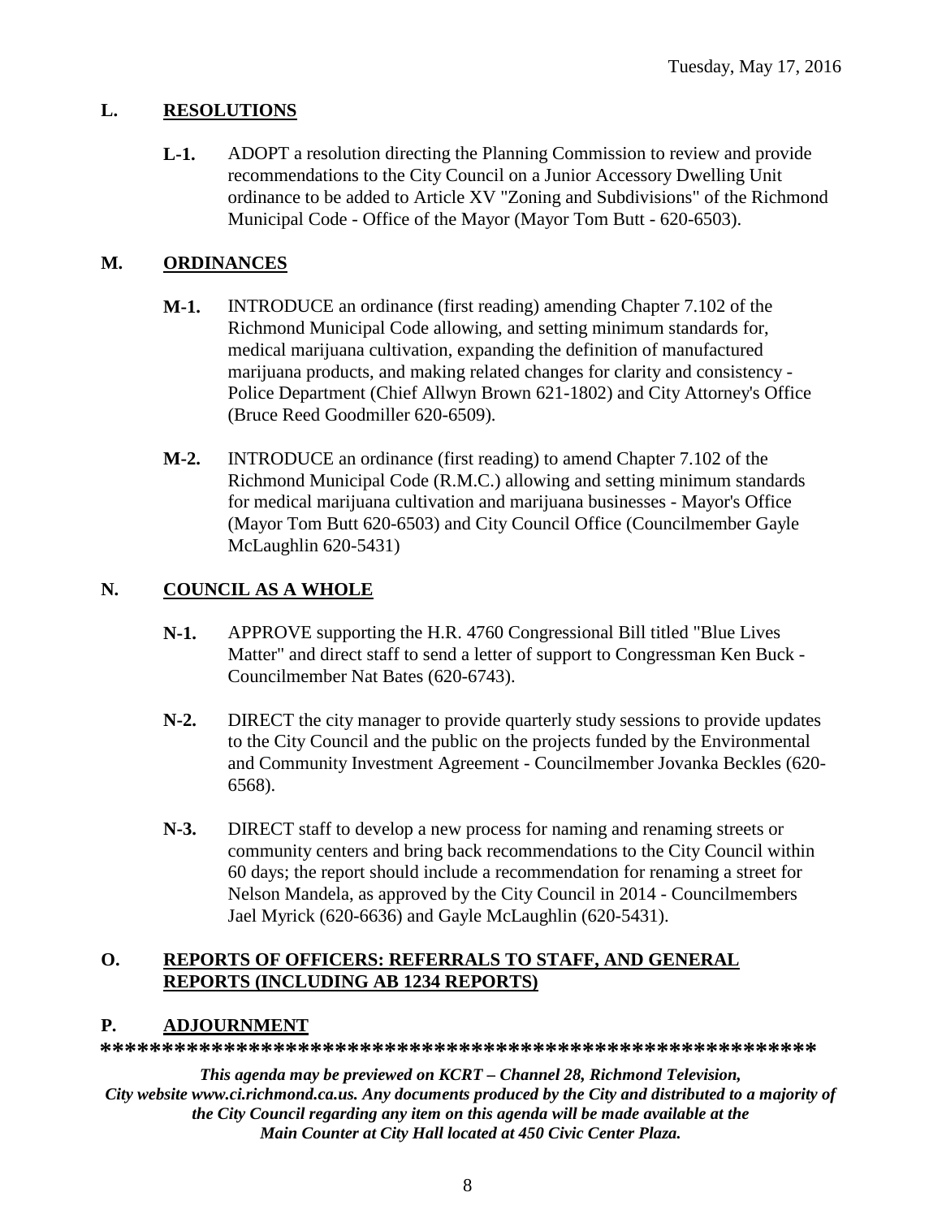Tuesday, May 17, 2016

## L. RESOLUTIONS

**L-1.** ADOPT a resolution directing the Planning Commission to review and provide recommendations to the City Council on a Junior Accessory Dwelling Unit ordinance to be added to Article XV "Zoning and Subdivisions" of the Richmond Municipal Code - Office of the Mayor (Mayor Tom Butt - 620-6503).

## M. ORDINANCES

**M-1.** INTRODUCE an ordinance (first reading) amending Chapter 7.102 of the Richmond Municipal Code allowing, and setting minimum standards for, medical marijuana cultivation, expanding the definition of manufactured marijuana products, and making related changes for clarity and consistency - Police Department (Chief Allwyn Brown 621-1802) and City Attorney's Office (Bruce Reed Goodmiller 620-6509).

**M-2.** INTRODUCE an ordinance (first reading) to amend Chapter 7.102 of the Richmond Municipal Code (R.M.C.) allowing and setting minimum standards for medical marijuana cultivation and marijuana businesses - Mayor's Office (Mayor Tom Butt 620-6503) and City Council Office (Councilmember Gayle McLaughlin 620-5431)

## N. COUNCIL AS A WHOLE

**N-1.** APPROVE supporting the H.R. 4760 Congressional Bill titled "Blue Lives Matter" and direct staff to send a letter of support to Congressman Ken Buck - Councilmember Nat Bates (620-6743).

**N-2.** DIRECT the city manager to provide quarterly study sessions to provide updates to the City Council and the public on the projects funded by the Environmental and Community Investment Agreement - Councilmember Jovanka Beckles (620-6568).

**N-3.** DIRECT staff to develop a new process for naming and renaming streets or community centers and bring back recommendations to the City Council within 60 days; the report should include a recommendation for renaming a street for Nelson Mandela, as approved by the City Council in 2014 - Councilmembers Jael Myrick (620-6636) and Gayle McLaughlin (620-5431).

## O. REPORTS OF OFFICERS: REFERRALS TO STAFF, AND GENERAL REPORTS (INCLUDING AB 1234 REPORTS)

## P. ADJOURNMENT

**************************************************************

***This agenda may be previewed on KCRT – Channel 28, Richmond Television, City website www.ci.richmond.ca.us. Any documents produced by the City and distributed to a majority of the City Council regarding any item on this agenda will be made available at the Main Counter at City Hall located at 450 Civic Center Plaza.***